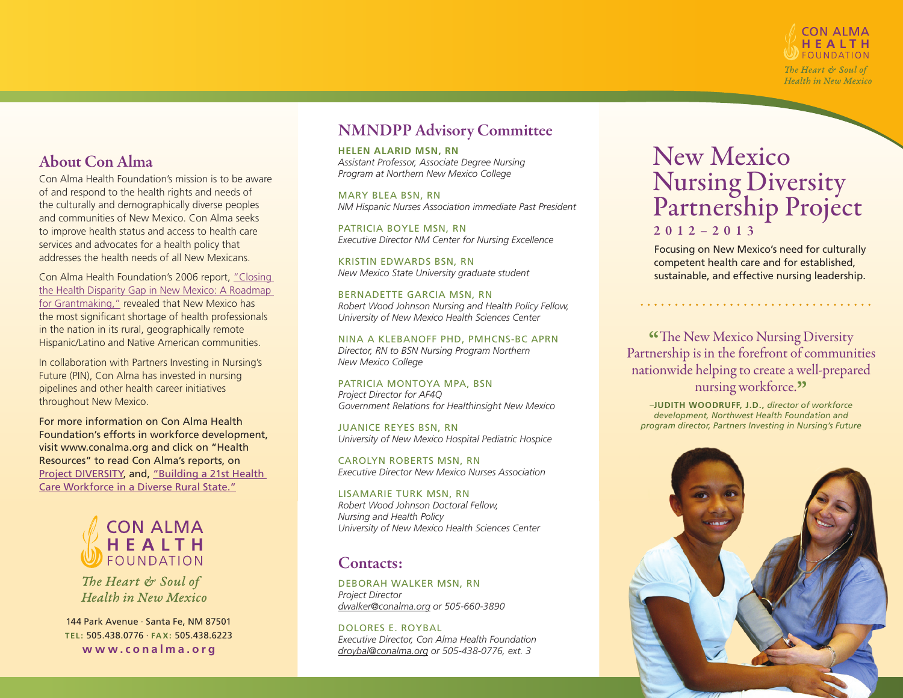CON ALMA HEALTH FOUNDATION

*The Heart & Soul of Health in New Mexico*

## About Con Alma

Con Alma Health Foundation's mission is to be aware of and respond to the health rights and needs of the culturally and demographically diverse peoples and communities of New Mexico. Con Alma seeks to improve health status and access to health care services and advocates for a health policy that addresses the health needs of all New Mexicans.

Con Alma Health Foundation's 2006 report, "Closing the Health Disparity Gap in New Mexico: A Roadmap for Grantmaking," revealed that New Mexico has the most significant shortage of health professionals in the nation in its rural, geographically remote Hispanic/Latino and Native American communities.

In collaboration with Partners Investing in Nursing's Future (PIN), Con Alma has invested in nursing pipelines and other health career initiatives throughout New Mexico.

For more information on Con Alma Health Foundation's efforts in workforce development, visit www.conalma.org and click on "Health Resources" to read Con Alma's reports, on Project DIVERSITY, and, "Building a 21st Health Care Workforce in a Diverse Rural State."

CON ALMA HEALTH FOUNDATION

*The Heart & Soul of Health in New Mexico*

144 Park Avenue · Santa Fe, NM 87501
TEL: 505.438.0776 · FAX: 505.438.6223
www.conalma.org

## NMNDPP Advisory Committee

**HELEN ALARID MSN, RN**
*Assistant Professor, Associate Degree Nursing Program at Northern New Mexico College*

MARY BLEA BSN, RN
*NM Hispanic Nurses Association immediate Past President*

PATRICIA BOYLE MSN, RN
*Executive Director NM Center for Nursing Excellence*

KRISTIN EDWARDS BSN, RN
*New Mexico State University graduate student*

BERNADETTE GARCIA MSN, RN
*Robert Wood Johnson Nursing and Health Policy Fellow, University of New Mexico Health Sciences Center*

NINA A KLEBANOFF PHD, PMHCNS-BC APRN
*Director, RN to BSN Nursing Program Northern New Mexico College*

PATRICIA MONTOYA MPA, BSN
*Project Director for AF4Q*
*Government Relations for Healthinsight New Mexico*

JUANICE REYES BSN, RN
*University of New Mexico Hospital Pediatric Hospice*

CAROLYN ROBERTS MSN, RN
*Executive Director New Mexico Nurses Association*

LISAMARIE TURK MSN, RN
*Robert Wood Johnson Doctoral Fellow,*
*Nursing and Health Policy*
*University of New Mexico Health Sciences Center*

## Contacts:

DEBORAH WALKER MSN, RN
*Project Director*
*dwalker@conalma.org or 505-660-3890*

DOLORES E. ROYBAL
*Executive Director, Con Alma Health Foundation*
*droybal@conalma.org or 505-438-0776, ext. 3*

# New Mexico Nursing Diversity Partnership Project

**2012 – 2013**

Focusing on New Mexico's need for culturally competent health care and for established, sustainable, and effective nursing leadership.

"The New Mexico Nursing Diversity Partnership is in the forefront of communities nationwide helping to create a well-prepared nursing workforce."

–**JUDITH WOODRUFF, J.D.,** *director of workforce development, Northwest Health Foundation and program director, Partners Investing in Nursing's Future*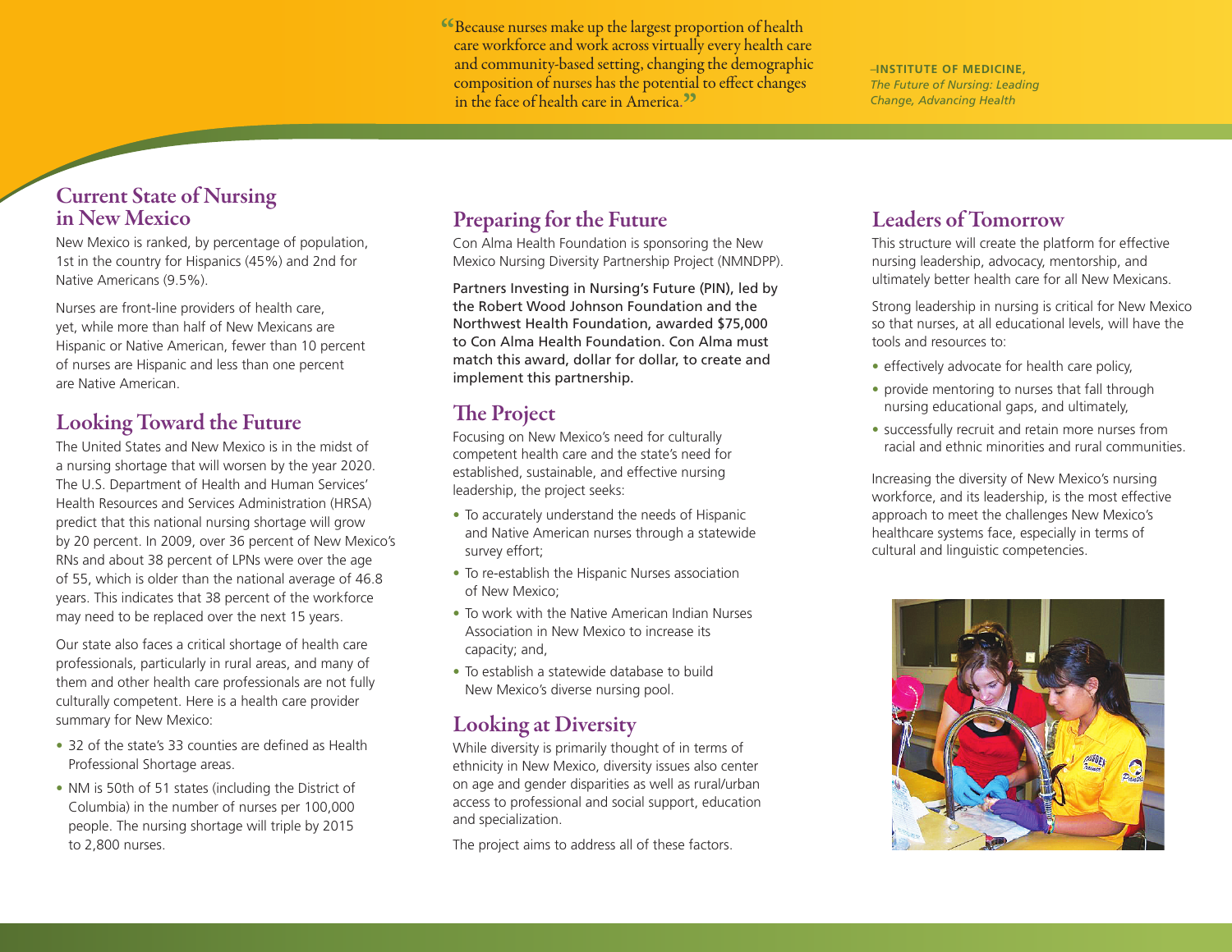> "Because nurses make up the largest proportion of health care workforce and work across virtually every health care and community-based setting, changing the demographic composition of nurses has the potential to effect changes in the face of health care in America."
>
> –**INSTITUTE OF MEDICINE,** *The Future of Nursing: Leading Change, Advancing Health*

## Current State of Nursing in New Mexico

New Mexico is ranked, by percentage of population, 1st in the country for Hispanics (45%) and 2nd for Native Americans (9.5%).

Nurses are front-line providers of health care, yet, while more than half of New Mexicans are Hispanic or Native American, fewer than 10 percent of nurses are Hispanic and less than one percent are Native American.

## Looking Toward the Future

The United States and New Mexico is in the midst of a nursing shortage that will worsen by the year 2020. The U.S. Department of Health and Human Services' Health Resources and Services Administration (HRSA) predict that this national nursing shortage will grow by 20 percent. In 2009, over 36 percent of New Mexico's RNs and about 38 percent of LPNs were over the age of 55, which is older than the national average of 46.8 years. This indicates that 38 percent of the workforce may need to be replaced over the next 15 years.

Our state also faces a critical shortage of health care professionals, particularly in rural areas, and many of them and other health care professionals are not fully culturally competent. Here is a health care provider summary for New Mexico:

- 32 of the state's 33 counties are defined as Health Professional Shortage areas.
- NM is 50th of 51 states (including the District of Columbia) in the number of nurses per 100,000 people. The nursing shortage will triple by 2015 to 2,800 nurses.

## Preparing for the Future

Con Alma Health Foundation is sponsoring the New Mexico Nursing Diversity Partnership Project (NMNDPP).

Partners Investing in Nursing's Future (PIN), led by the Robert Wood Johnson Foundation and the Northwest Health Foundation, awarded $75,000 to Con Alma Health Foundation. Con Alma must match this award, dollar for dollar, to create and implement this partnership.

## The Project

Focusing on New Mexico's need for culturally competent health care and the state's need for established, sustainable, and effective nursing leadership, the project seeks:

- To accurately understand the needs of Hispanic and Native American nurses through a statewide survey effort;
- To re-establish the Hispanic Nurses association of New Mexico;
- To work with the Native American Indian Nurses Association in New Mexico to increase its capacity; and,
- To establish a statewide database to build New Mexico's diverse nursing pool.

## Looking at Diversity

While diversity is primarily thought of in terms of ethnicity in New Mexico, diversity issues also center on age and gender disparities as well as rural/urban access to professional and social support, education and specialization.

The project aims to address all of these factors.

## Leaders of Tomorrow

This structure will create the platform for effective nursing leadership, advocacy, mentorship, and ultimately better health care for all New Mexicans.

Strong leadership in nursing is critical for New Mexico so that nurses, at all educational levels, will have the tools and resources to:

- effectively advocate for health care policy,
- provide mentoring to nurses that fall through nursing educational gaps, and ultimately,
- successfully recruit and retain more nurses from racial and ethnic minorities and rural communities.

Increasing the diversity of New Mexico's nursing workforce, and its leadership, is the most effective approach to meet the challenges New Mexico's healthcare systems face, especially in terms of cultural and linguistic competencies.